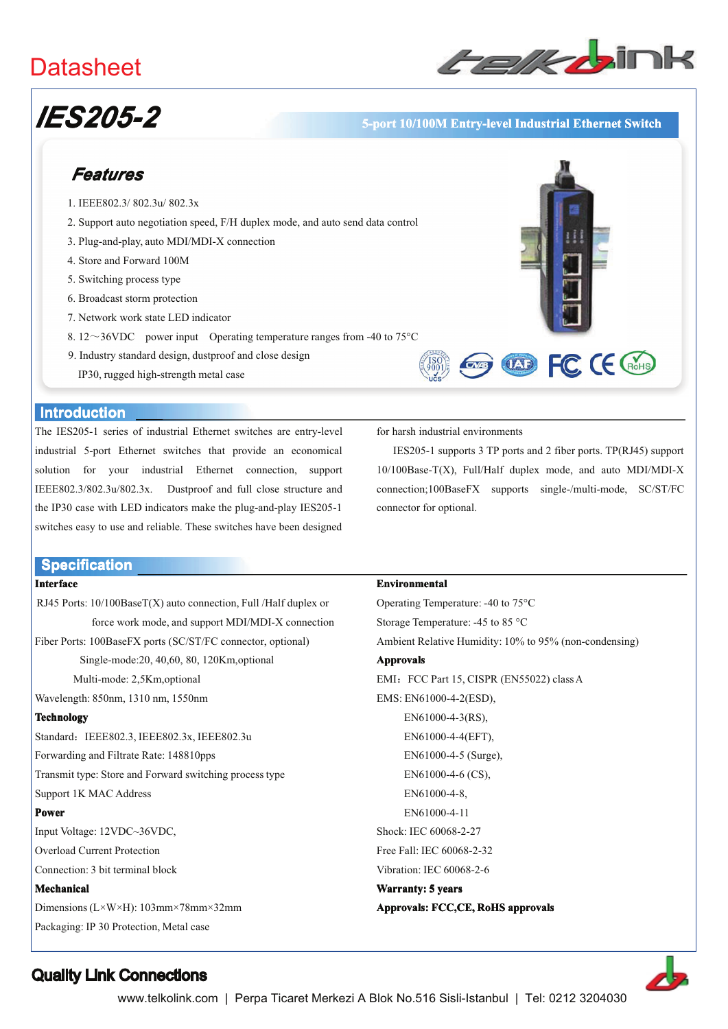Datasheet

# IES205-2

**5-port 10/100M Entry-level Industrial Ethernet Switch**

## Features

1. IEEE802.3/ 802.3u/ 802.3x
2. Support auto negotiation speed, F/H duplex mode, and auto send data control
3. Plug-and-play, auto MDI/MDI-X connection
4. Store and Forward 100M
5. Switching process type
6. Broadcast storm protection
7. Network work state LED indicator
8. 12～36VDC power input Operating temperature ranges from -40 to 75°C
9. Industry standard design, dustproof and close design
   IP30, rugged high-strength metal case

## Introduction

The IES205-1 series of industrial Ethernet switches are entry-level industrial 5-port Ethernet switches that provide an economical solution for your industrial Ethernet connection, support IEEE802.3/802.3u/802.3x. Dustproof and full close structure and the IP30 case with LED indicators make the plug-and-play IES205-1 switches easy to use and reliable. These switches have been designed for harsh industrial environments

IES205-1 supports 3 TP ports and 2 fiber ports. TP(RJ45) support 10/100Base-T(X), Full/Half duplex mode, and auto MDI/MDI-X connection;100BaseFX supports single-/multi-mode, SC/ST/FC connector for optional.

## Specification

**Interface**

RJ45 Ports: 10/100BaseT(X) auto connection, Full /Half duplex or force work mode, and support MDI/MDI-X connection

Fiber Ports: 100BaseFX ports (SC/ST/FC connector, optional)

Single-mode:20, 40,60, 80, 120Km,optional

Multi-mode: 2,5Km,optional

Wavelength: 850nm, 1310 nm, 1550nm

**Technology**

Standard：IEEE802.3, IEEE802.3x, IEEE802.3u

Forwarding and Filtrate Rate: 148810pps

Transmit type: Store and Forward switching process type

Support 1K MAC Address

**Power**

Input Voltage: 12VDC~36VDC,

Overload Current Protection

Connection: 3 bit terminal block

**Mechanical**

Dimensions (L×W×H): 103mm×78mm×32mm

Packaging: IP 30 Protection, Metal case

**Environmental**

Operating Temperature: -40 to 75°C

Storage Temperature: -45 to 85 °C

Ambient Relative Humidity: 10% to 95% (non-condensing)

**Approvals**

EMI：FCC Part 15, CISPR (EN55022) class A

EMS: EN61000-4-2(ESD),
EN61000-4-3(RS),
EN61000-4-4(EFT),
EN61000-4-5 (Surge),
EN61000-4-6 (CS),
EN61000-4-8,
EN61000-4-11

Shock: IEC 60068-2-27

Free Fall: IEC 60068-2-32

Vibration: IEC 60068-2-6

**Warranty: 5 years**

**Approvals: FCC,CE, RoHS approvals**

**Quality Link Connections**

www.telkolink.com | Perpa Ticaret Merkezi A Blok No.516 Sisli-Istanbul | Tel: 0212 3204030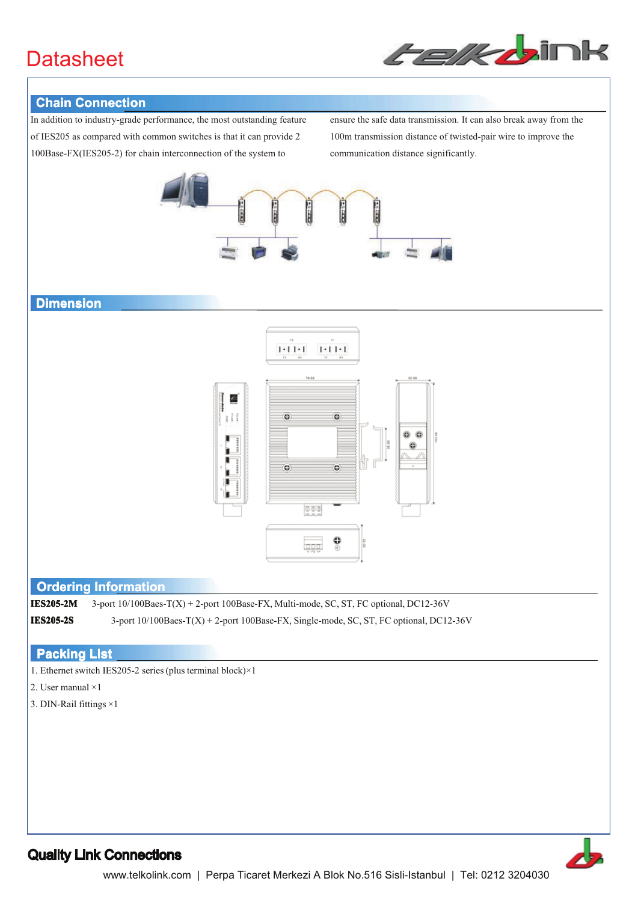## Chain Connection

In addition to industry-grade performance, the most outstanding feature of IES205 as compared with common switches is that it can provide 2 100Base-FX(IES205-2) for chain interconnection of the system to ensure the safe data transmission. It can also break away from the 100m transmission distance of twisted-pair wire to improve the communication distance significantly.

## Dimension

## Ordering Information

**IES205-2M** 3-port 10/100Baes-T(X) + 2-port 100Base-FX, Multi-mode, SC, ST, FC optional, DC12-36V

**IES205-2S** 3-port 10/100Baes-T(X) + 2-port 100Base-FX, Single-mode, SC, ST, FC optional, DC12-36V

## Packing List

1. Ethernet switch IES205-2 series (plus terminal block)×1
2. User manual ×1
3. DIN-Rail fittings ×1